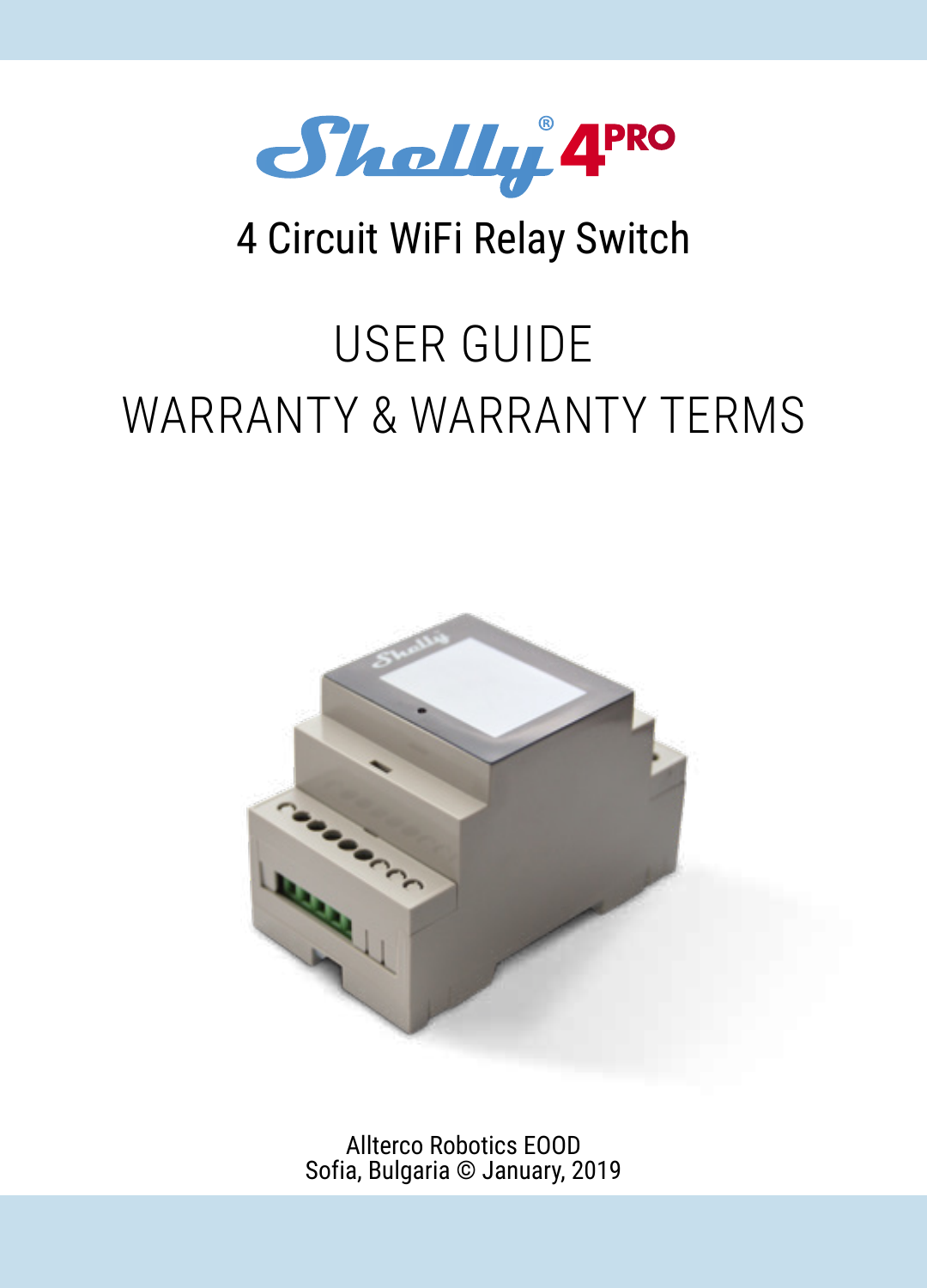# Shelly® 4PRO

## 4 Circuit WiFi Relay Switch

# USER GUIDE

# WARRANTY & WARRANTY TERMS

Allterco Robotics EOOD
Sofia, Bulgaria © January, 2019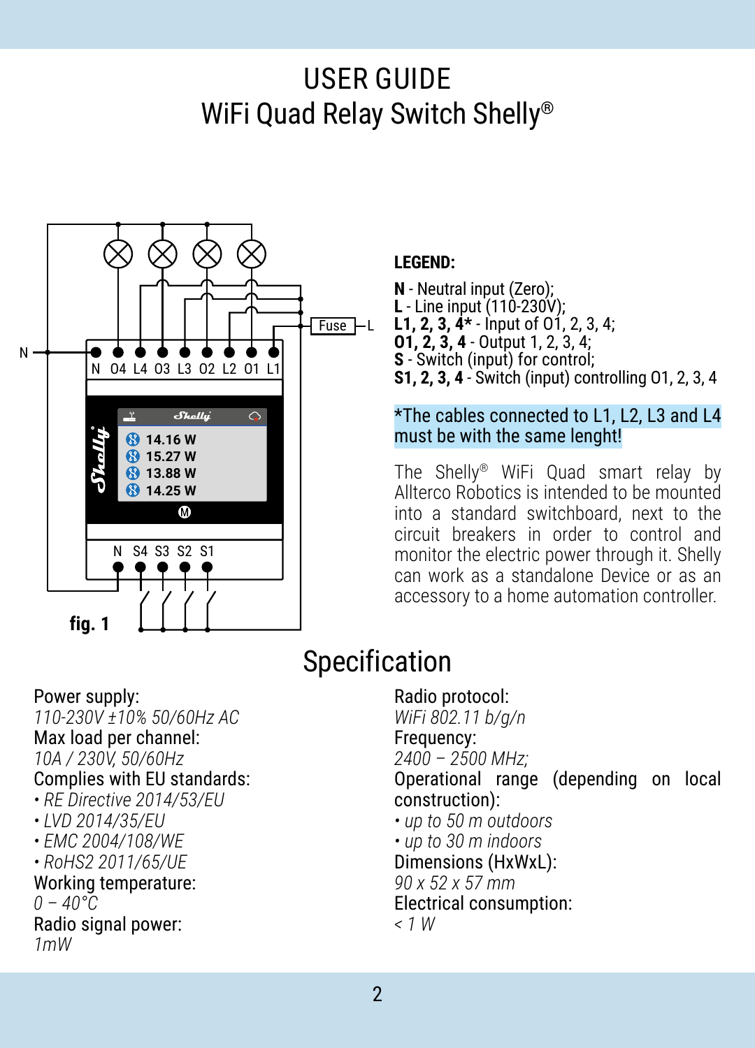# USER GUIDE
# WiFi Quad Relay Switch Shelly®

**fig. 1**

**LEGEND:**

**N** - Neutral input (Zero);
**L** - Line input (110-230V);
**L1, 2, 3, 4*** - Input of O1, 2, 3, 4;
**O1, 2, 3, 4** - Output 1, 2, 3, 4;
**S** - Switch (input) for control;
**S1, 2, 3, 4** - Switch (input) controlling O1, 2, 3, 4

*The cables connected to L1, L2, L3 and L4 must be with the same lenght!

The Shelly® WiFi Quad smart relay by Allterco Robotics is intended to be mounted into a standard switchboard, next to the circuit breakers in order to control and monitor the electric power through it. Shelly can work as a standalone Device or as an accessory to a home automation controller.

## Specification

Power supply:
*110-230V ±10% 50/60Hz AC*
Max load per channel:
*10A / 230V, 50/60Hz*
Complies with EU standards:
- *RE Directive 2014/53/EU*
- *LVD 2014/35/EU*
- *EMC 2004/108/WE*
- *RoHS2 2011/65/UE*

Working temperature:
*0 – 40°C*
Radio signal power:
*1mW*

Radio protocol:
*WiFi 802.11 b/g/n*
Frequency:
*2400 – 2500 MHz;*
Operational range (depending on local construction):
- *up to 50 m outdoors*
- *up to 30 m indoors*

Dimensions (HxWxL):
*90 x 52 x 57 mm*
Electrical consumption:
*< 1 W*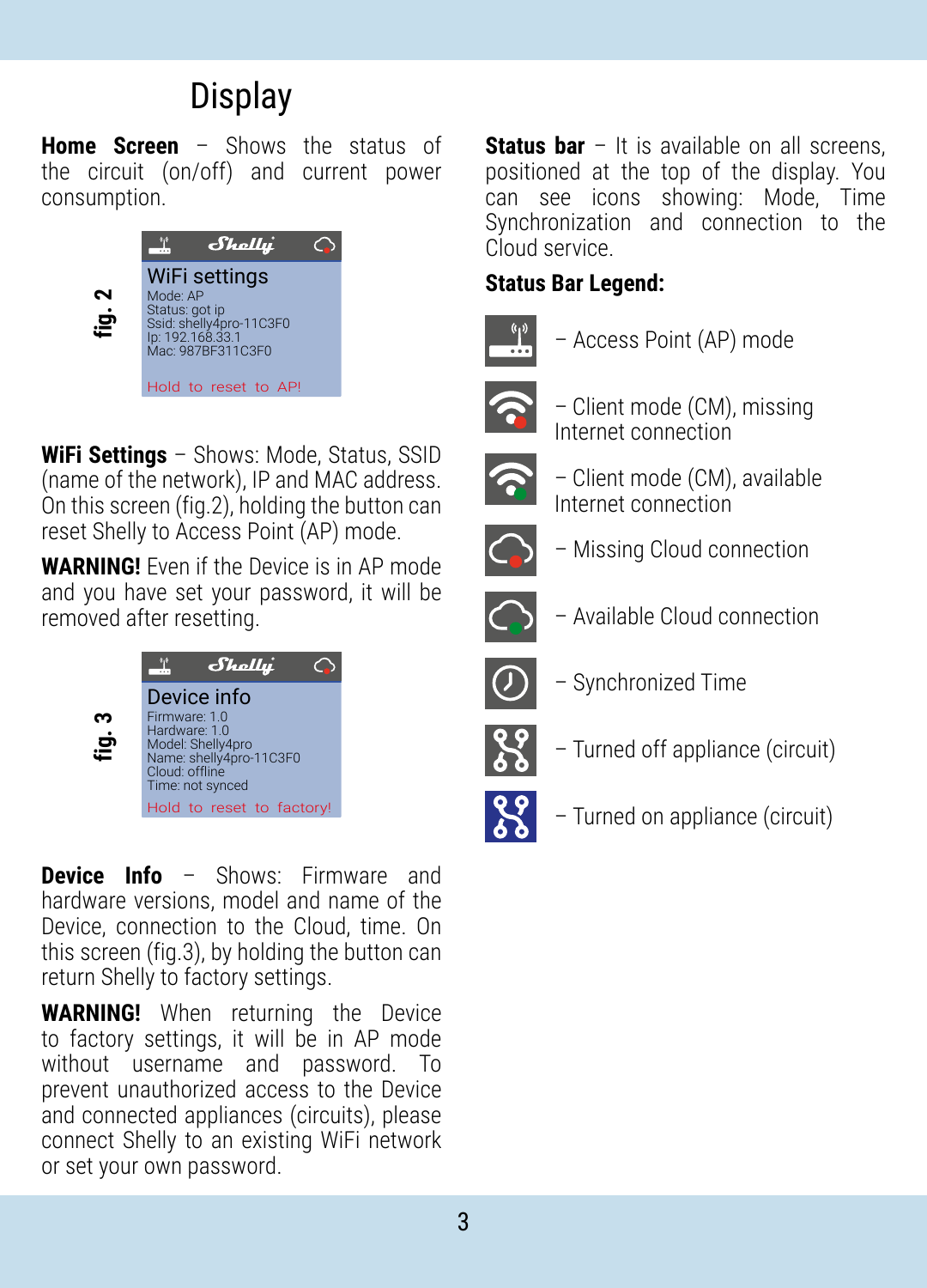# Display

**Home Screen** – Shows the status of the circuit (on/off) and current power consumption.

fig. 2

WiFi settings
Mode: AP
Status: got ip
Ssid: shelly4pro-11C3F0
Ip: 192.168.33.1
Mac: 987BF311C3F0

Hold to reset to AP!

**WiFi Settings** – Shows: Mode, Status, SSID (name of the network), IP and MAC address. On this screen (fig.2), holding the button can reset Shelly to Access Point (AP) mode.

**WARNING!** Even if the Device is in AP mode and you have set your password, it will be removed after resetting.

fig. 3

Device info
Firmware: 1.0
Hardware: 1.0
Model: Shelly4pro
Name: shelly4pro-11C3F0
Cloud: offline
Time: not synced

Hold to reset to factory!

**Device Info** – Shows: Firmware and hardware versions, model and name of the Device, connection to the Cloud, time. On this screen (fig.3), by holding the button can return Shelly to factory settings.

**WARNING!** When returning the Device to factory settings, it will be in AP mode without username and password. To prevent unauthorized access to the Device and connected appliances (circuits), please connect Shelly to an existing WiFi network or set your own password.

**Status bar** – It is available on all screens, positioned at the top of the display. You can see icons showing: Mode, Time Synchronization and connection to the Cloud service.

**Status Bar Legend:**

- – Access Point (AP) mode
- – Client mode (CM), missing Internet connection
- – Client mode (CM), available Internet connection
- – Missing Cloud connection
- – Available Cloud connection
- – Synchronized Time
- – Turned off appliance (circuit)
- – Turned on appliance (circuit)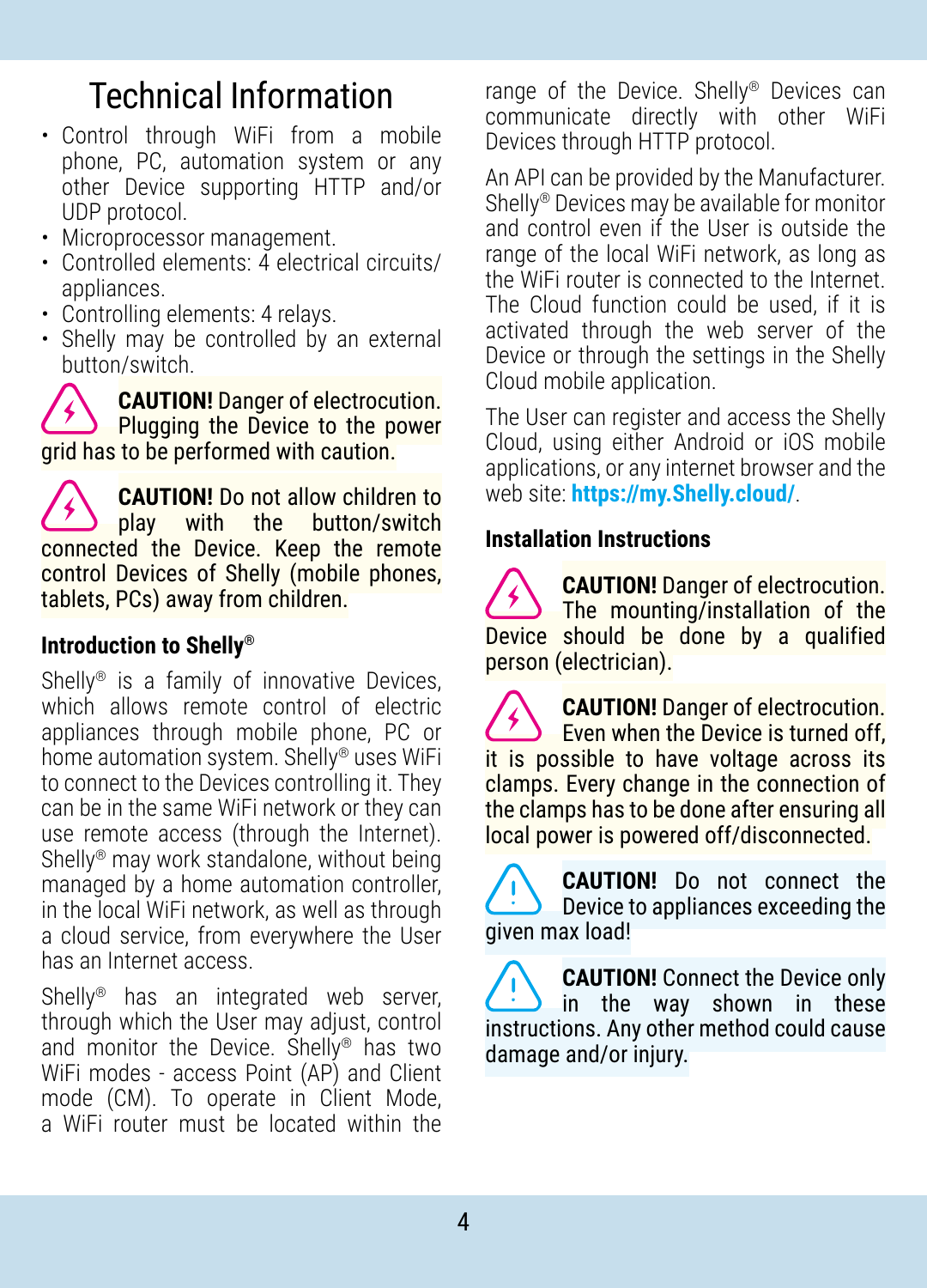# Technical Information

- Control through WiFi from a mobile phone, PC, automation system or any other Device supporting HTTP and/or UDP protocol.
- Microprocessor management.
- Controlled elements: 4 electrical circuits/ appliances.
- Controlling elements: 4 relays.
- Shelly may be controlled by an external button/switch.

**CAUTION!** Danger of electrocution. Plugging the Device to the power grid has to be performed with caution.

**CAUTION!** Do not allow children to play with the button/switch connected the Device. Keep the remote control Devices of Shelly (mobile phones, tablets, PCs) away from children.

### Introduction to Shelly®

Shelly® is a family of innovative Devices, which allows remote control of electric appliances through mobile phone, PC or home automation system. Shelly® uses WiFi to connect to the Devices controlling it. They can be in the same WiFi network or they can use remote access (through the Internet). Shelly® may work standalone, without being managed by a home automation controller, in the local WiFi network, as well as through a cloud service, from everywhere the User has an Internet access.

Shelly® has an integrated web server, through which the User may adjust, control and monitor the Device. Shelly® has two WiFi modes - access Point (AP) and Client mode (CM). To operate in Client Mode, a WiFi router must be located within the range of the Device. Shelly® Devices can communicate directly with other WiFi Devices through HTTP protocol.

An API can be provided by the Manufacturer. Shelly® Devices may be available for monitor and control even if the User is outside the range of the local WiFi network, as long as the WiFi router is connected to the Internet. The Cloud function could be used, if it is activated through the web server of the Device or through the settings in the Shelly Cloud mobile application.

The User can register and access the Shelly Cloud, using either Android or iOS mobile applications, or any internet browser and the web site: **https://my.Shelly.cloud/**.

### Installation Instructions

**CAUTION!** Danger of electrocution. The mounting/installation of the Device should be done by a qualified person (electrician).

**CAUTION!** Danger of electrocution. Even when the Device is turned off, it is possible to have voltage across its clamps. Every change in the connection of the clamps has to be done after ensuring all local power is powered off/disconnected.

**CAUTION!** Do not connect the Device to appliances exceeding the given max load!

**CAUTION!** Connect the Device only in the way shown in these instructions. Any other method could cause damage and/or injury.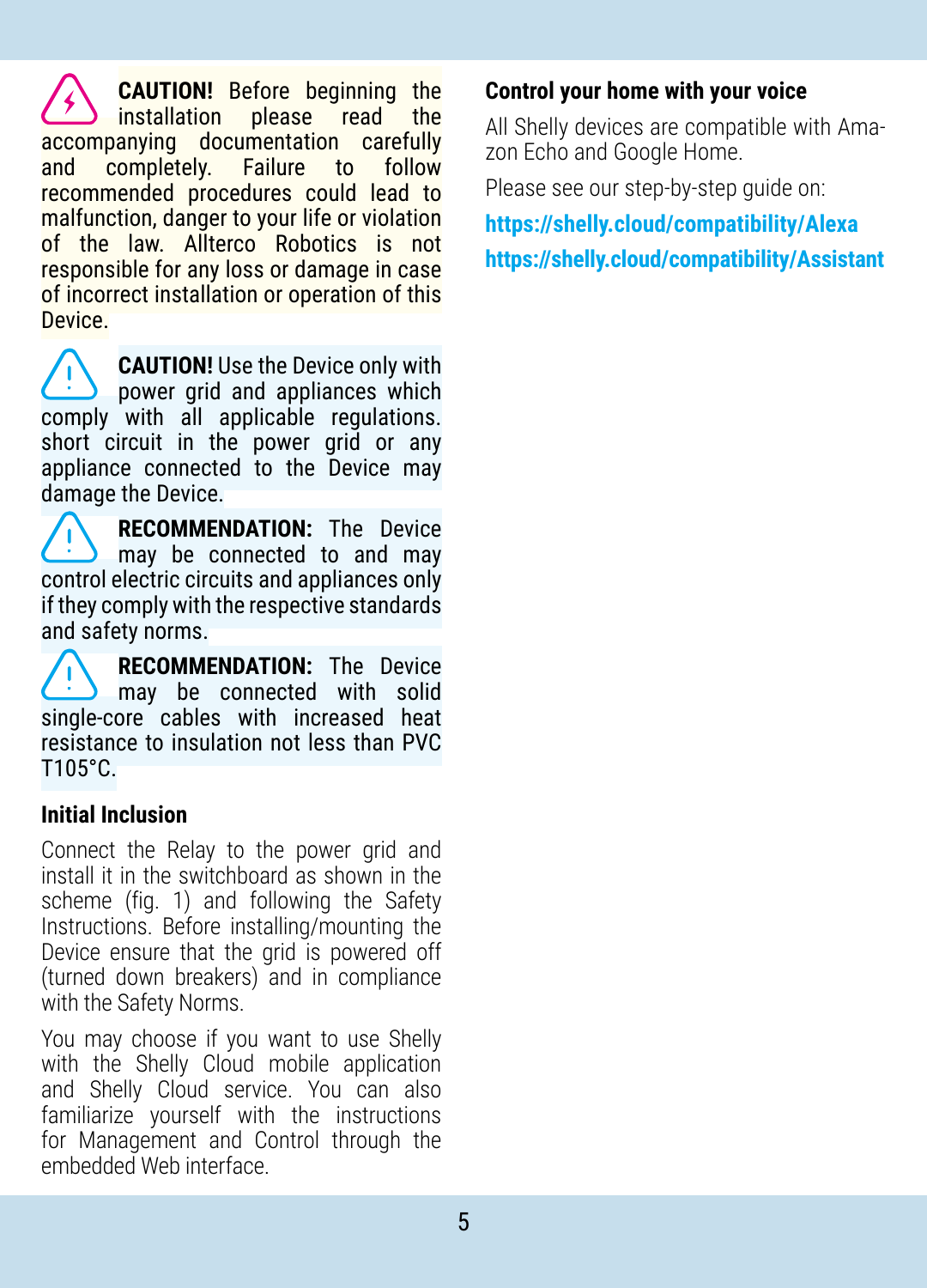**CAUTION!** Before beginning the installation please read the accompanying documentation carefully and completely. Failure to follow recommended procedures could lead to malfunction, danger to your life or violation of the law. Allterco Robotics is not responsible for any loss or damage in case of incorrect installation or operation of this Device.

**CAUTION!** Use the Device only with power grid and appliances which comply with all applicable regulations. short circuit in the power grid or any appliance connected to the Device may damage the Device.

**RECOMMENDATION:** The Device may be connected to and may control electric circuits and appliances only if they comply with the respective standards and safety norms.

**RECOMMENDATION:** The Device may be connected with solid single-core cables with increased heat resistance to insulation not less than PVC T105°C.

### Initial Inclusion

Connect the Relay to the power grid and install it in the switchboard as shown in the scheme (fig. 1) and following the Safety Instructions. Before installing/mounting the Device ensure that the grid is powered off (turned down breakers) and in compliance with the Safety Norms.

You may choose if you want to use Shelly with the Shelly Cloud mobile application and Shelly Cloud service. You can also familiarize yourself with the instructions for Management and Control through the embedded Web interface.

### Control your home with your voice

All Shelly devices are compatible with Amazon Echo and Google Home.

Please see our step-by-step guide on:

**https://shelly.cloud/compatibility/Alexa**

**https://shelly.cloud/compatibility/Assistant**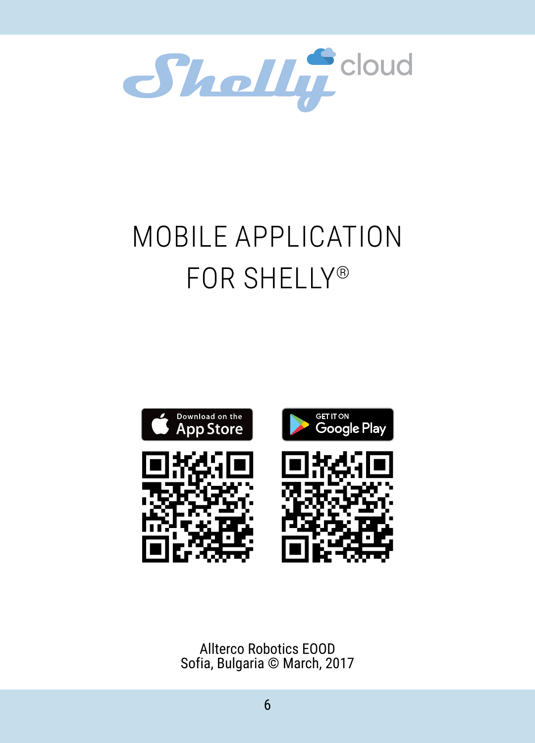Shelly cloud

# MOBILE APPLICATION FOR SHELLY®

Download on the App Store

GET IT ON Google Play

Allterco Robotics EOOD
Sofia, Bulgaria © March, 2017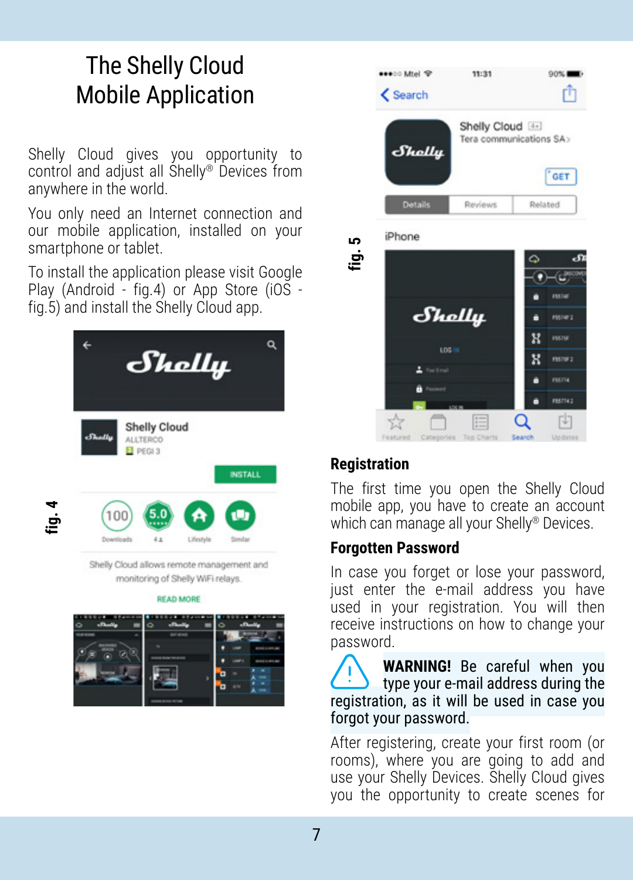# The Shelly Cloud Mobile Application

Shelly Cloud gives you opportunity to control and adjust all Shelly® Devices from anywhere in the world.

You only need an Internet connection and our mobile application, installed on your smartphone or tablet.

To install the application please visit Google Play (Android - fig.4) or App Store (iOS - fig.5) and install the Shelly Cloud app.

fig. 4

fig. 5

## Registration

The first time you open the Shelly Cloud mobile app, you have to create an account which can manage all your Shelly® Devices.

## Forgotten Password

In case you forget or lose your password, just enter the e-mail address you have used in your registration. You will then receive instructions on how to change your password.

**WARNING!** Be careful when you type your e-mail address during the registration, as it will be used in case you forgot your password.

After registering, create your first room (or rooms), where you are going to add and use your Shelly Devices. Shelly Cloud gives you the opportunity to create scenes for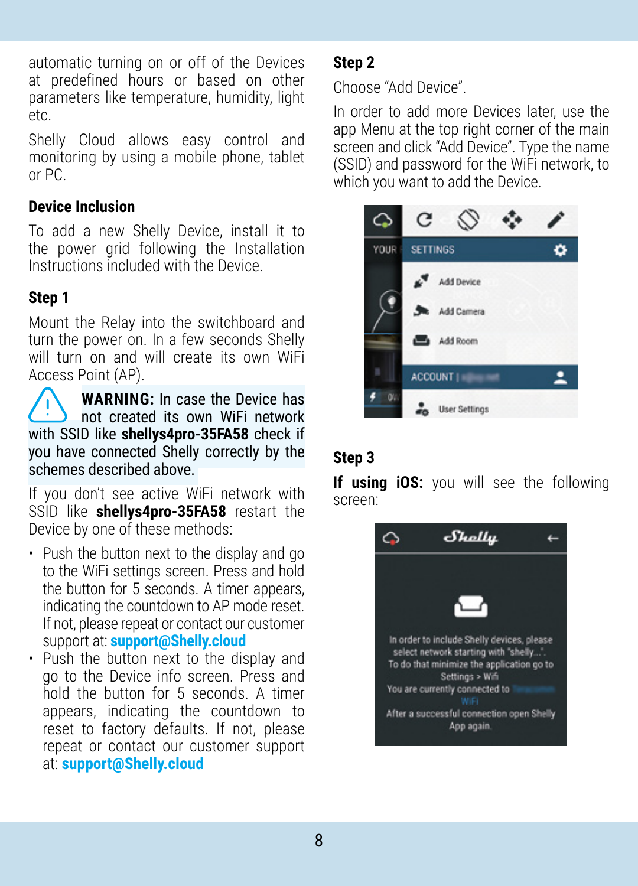automatic turning on or off of the Devices at predefined hours or based on other parameters like temperature, humidity, light etc.

Shelly Cloud allows easy control and monitoring by using a mobile phone, tablet or PC.

### Device Inclusion

To add a new Shelly Device, install it to the power grid following the Installation Instructions included with the Device.

### Step 1

Mount the Relay into the switchboard and turn the power on. In a few seconds Shelly will turn on and will create its own WiFi Access Point (AP).

**WARNING:** In case the Device has not created its own WiFi network with SSID like **shellys4pro-35FA58** check if you have connected Shelly correctly by the schemes described above.

If you don't see active WiFi network with SSID like **shellys4pro-35FA58** restart the Device by one of these methods:

- Push the button next to the display and go to the WiFi settings screen. Press and hold the button for 5 seconds. A timer appears, indicating the countdown to AP mode reset. If not, please repeat or contact our customer support at: **support@Shelly.cloud**
- Push the button next to the display and go to the Device info screen. Press and hold the button for 5 seconds. A timer appears, indicating the countdown to reset to factory defaults. If not, please repeat or contact our customer support at: **support@Shelly.cloud**

### Step 2

Choose "Add Device".

In order to add more Devices later, use the app Menu at the top right corner of the main screen and click "Add Device". Type the name (SSID) and password for the WiFi network, to which you want to add the Device.

### Step 3

**If using iOS:** you will see the following screen: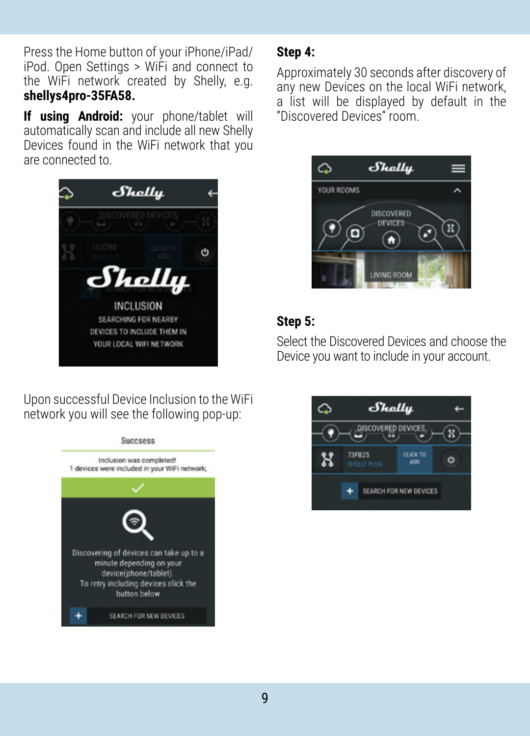Press the Home button of your iPhone/iPad/iPod. Open Settings > WiFi and connect to the WiFi network created by Shelly, e.g. **shellys4pro-35FA58.**

**If using Android:** your phone/tablet will automatically scan and include all new Shelly Devices found in the WiFi network that you are connected to.

Upon successful Device Inclusion to the WiFi network you will see the following pop-up:

**Step 4:**

Approximately 30 seconds after discovery of any new Devices on the local WiFi network, a list will be displayed by default in the "Discovered Devices" room.

**Step 5:**

Select the Discovered Devices and choose the Device you want to include in your account.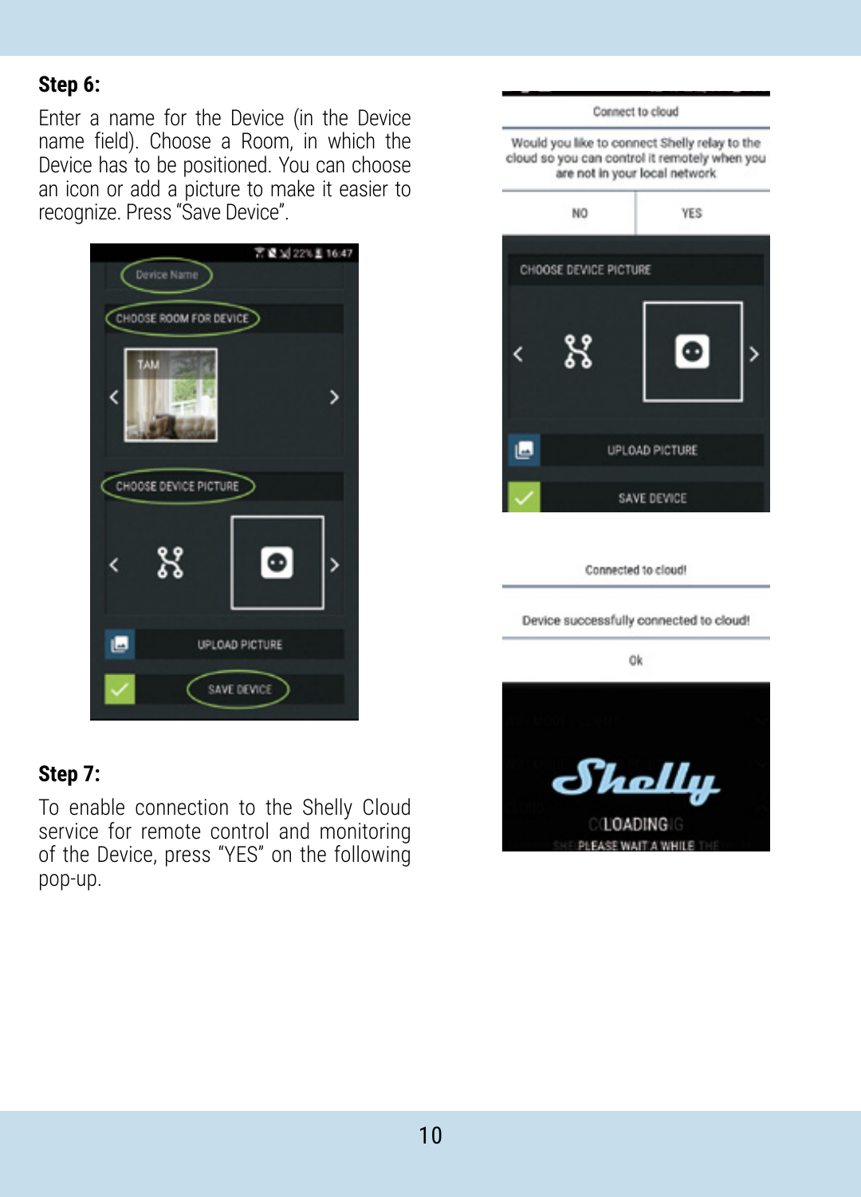**Step 6:**

Enter a name for the Device (in the Device name field). Choose a Room, in which the Device has to be positioned. You can choose an icon or add a picture to make it easier to recognize. Press "Save Device".

**Step 7:**

To enable connection to the Shelly Cloud service for remote control and monitoring of the Device, press "YES" on the following pop-up.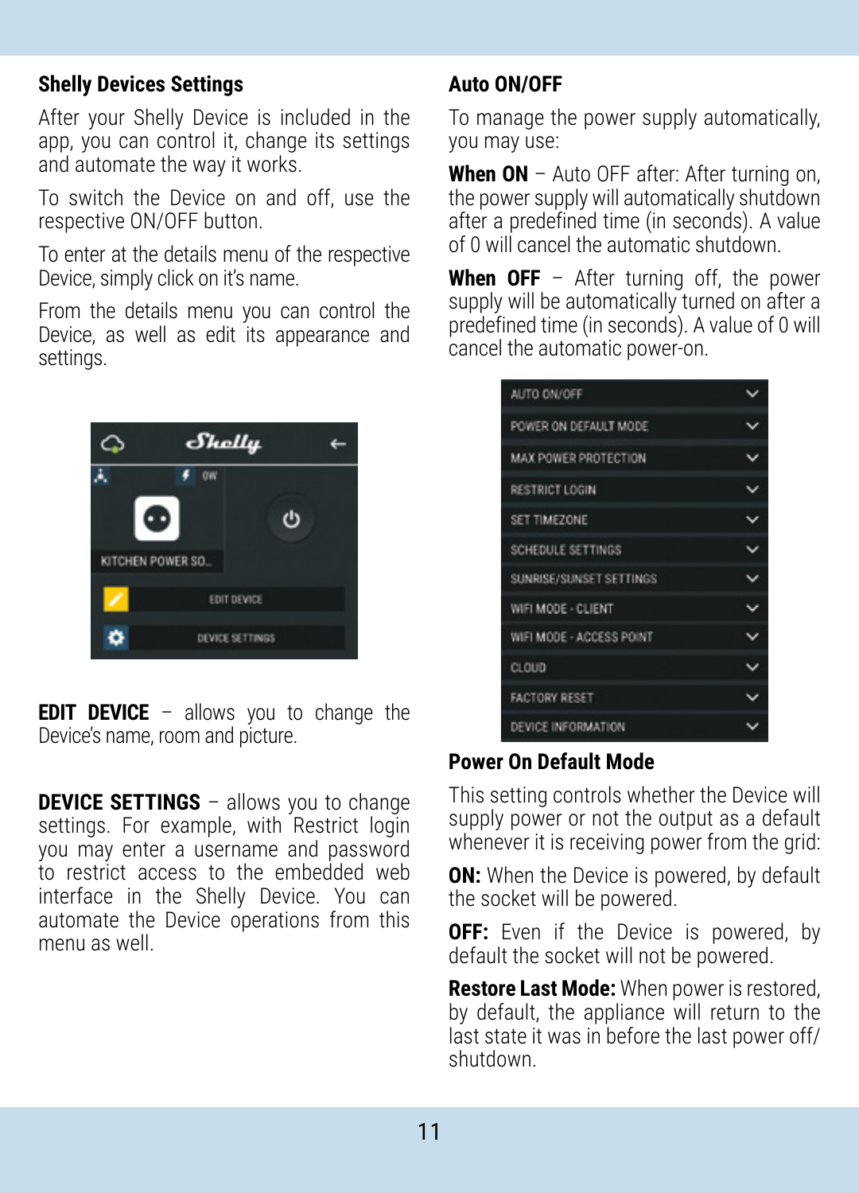## Shelly Devices Settings

After your Shelly Device is included in the app, you can control it, change its settings and automate the way it works.

To switch the Device on and off, use the respective ON/OFF button.

To enter at the details menu of the respective Device, simply click on it's name.

From the details menu you can control the Device, as well as edit its appearance and settings.

**EDIT DEVICE** – allows you to change the Device's name, room and picture.

**DEVICE SETTINGS** – allows you to change settings. For example, with Restrict login you may enter a username and password to restrict access to the embedded web interface in the Shelly Device. You can automate the Device operations from this menu as well.

## Auto ON/OFF

To manage the power supply automatically, you may use:

**When ON** – Auto OFF after: After turning on, the power supply will automatically shutdown after a predefined time (in seconds). A value of 0 will cancel the automatic shutdown.

**When OFF** – After turning off, the power supply will be automatically turned on after a predefined time (in seconds). A value of 0 will cancel the automatic power-on.

## Power On Default Mode

This setting controls whether the Device will supply power or not the output as a default whenever it is receiving power from the grid:

**ON:** When the Device is powered, by default the socket will be powered.

**OFF:** Even if the Device is powered, by default the socket will not be powered.

**Restore Last Mode:** When power is restored, by default, the appliance will return to the last state it was in before the last power off/shutdown.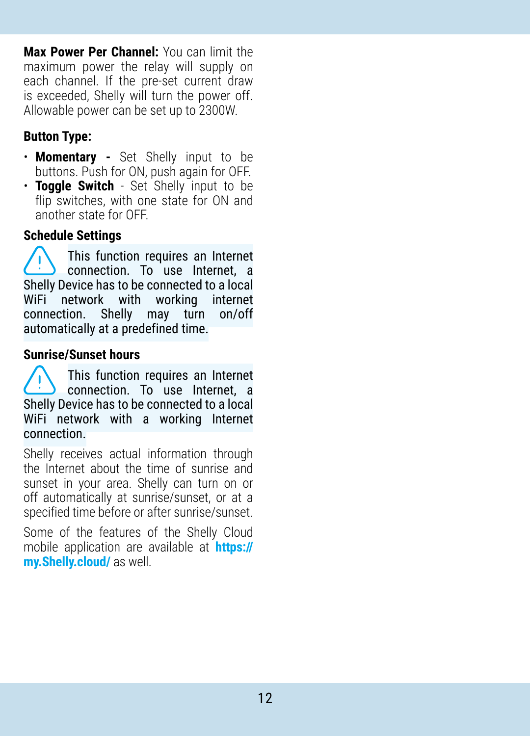**Max Power Per Channel:** You can limit the maximum power the relay will supply on each channel. If the pre-set current draw is exceeded, Shelly will turn the power off. Allowable power can be set up to 2300W.

### Button Type:

- **Momentary -** Set Shelly input to be buttons. Push for ON, push again for OFF.
- **Toggle Switch** - Set Shelly input to be flip switches, with one state for ON and another state for OFF.

### Schedule Settings

⚠ This function requires an Internet connection. To use Internet, a Shelly Device has to be connected to a local WiFi network with working internet connection. Shelly may turn on/off automatically at a predefined time.

### Sunrise/Sunset hours

⚠ This function requires an Internet connection. To use Internet, a Shelly Device has to be connected to a local WiFi network with a working Internet connection.

Shelly receives actual information through the Internet about the time of sunrise and sunset in your area. Shelly can turn on or off automatically at sunrise/sunset, or at a specified time before or after sunrise/sunset.

Some of the features of the Shelly Cloud mobile application are available at **https://my.Shelly.cloud/** as well.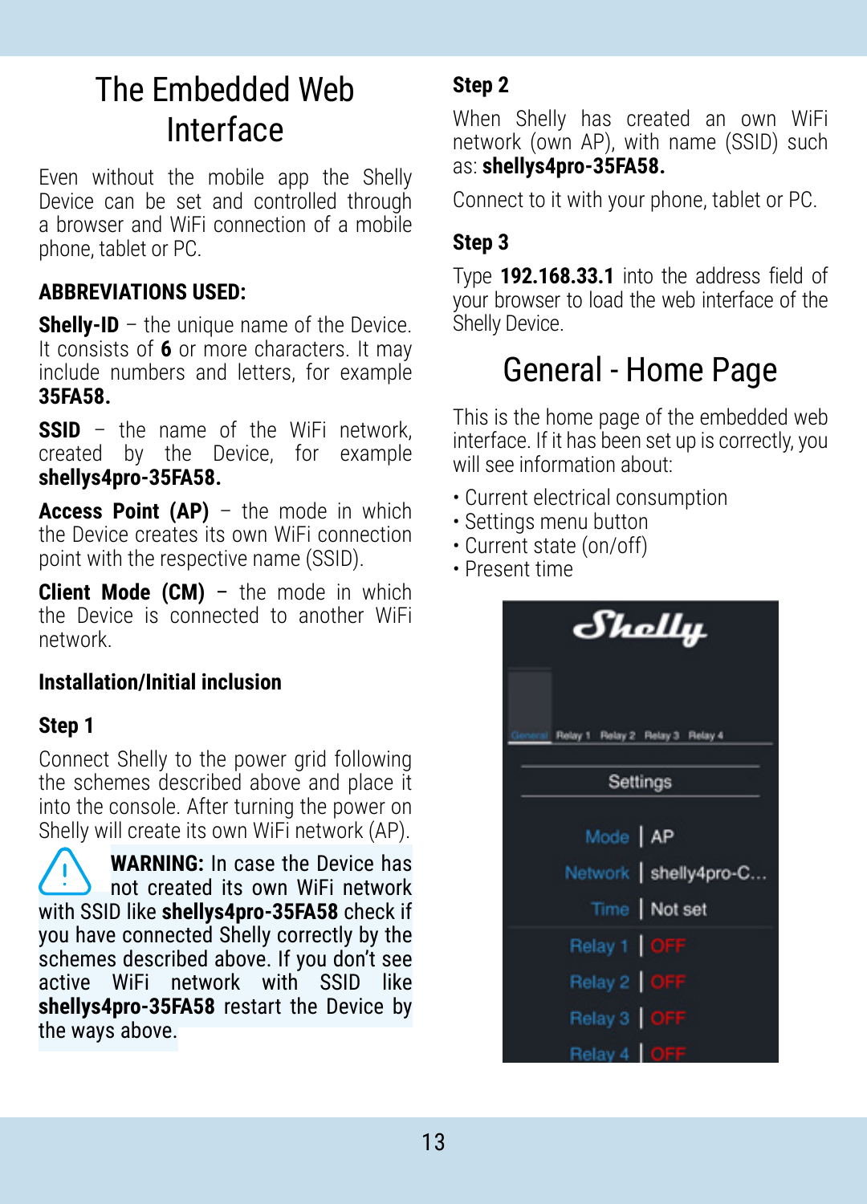# The Embedded Web Interface

Even without the mobile app the Shelly Device can be set and controlled through a browser and WiFi connection of a mobile phone, tablet or PC.

### ABBREVIATIONS USED:

**Shelly-ID** – the unique name of the Device. It consists of **6** or more characters. It may include numbers and letters, for example **35FA58.**

**SSID** – the name of the WiFi network, created by the Device, for example **shellys4pro-35FA58.**

**Access Point (AP)** – the mode in which the Device creates its own WiFi connection point with the respective name (SSID).

**Client Mode (CM)** – the mode in which the Device is connected to another WiFi network.

### Installation/Initial inclusion

### Step 1

Connect Shelly to the power grid following the schemes described above and place it into the console. After turning the power on Shelly will create its own WiFi network (AP).

**WARNING:** In case the Device has not created its own WiFi network with SSID like **shellys4pro-35FA58** check if you have connected Shelly correctly by the schemes described above. If you don't see active WiFi network with SSID like **shellys4pro-35FA58** restart the Device by the ways above.

### Step 2

When Shelly has created an own WiFi network (own AP), with name (SSID) such as: **shellys4pro-35FA58.**

Connect to it with your phone, tablet or PC.

### Step 3

Type **192.168.33.1** into the address field of your browser to load the web interface of the Shelly Device.

# General - Home Page

This is the home page of the embedded web interface. If it has been set up is correctly, you will see information about:

- Current electrical consumption
- Settings menu button
- Current state (on/off)
- Present time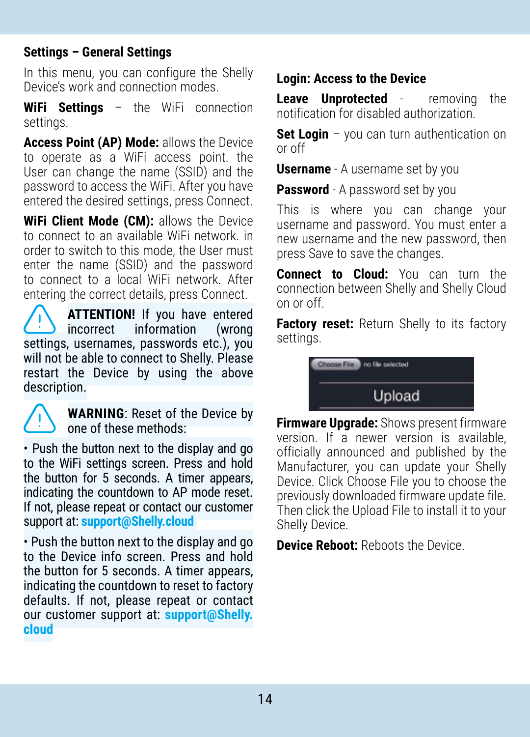## Settings – General Settings

In this menu, you can configure the Shelly Device's work and connection modes.

**WiFi Settings** – the WiFi connection settings.

**Access Point (AP) Mode:** allows the Device to operate as a WiFi access point. the User can change the name (SSID) and the password to access the WiFi. After you have entered the desired settings, press Connect.

**WiFi Client Mode (CM):** allows the Device to connect to an available WiFi network. in order to switch to this mode, the User must enter the name (SSID) and the password to connect to a local WiFi network. After entering the correct details, press Connect.

**ATTENTION!** If you have entered incorrect information (wrong settings, usernames, passwords etc.), you will not be able to connect to Shelly. Please restart the Device by using the above description.

**WARNING**: Reset of the Device by one of these methods:

• Push the button next to the display and go to the WiFi settings screen. Press and hold the button for 5 seconds. A timer appears, indicating the countdown to AP mode reset. If not, please repeat or contact our customer support at: **support@Shelly.cloud**

• Push the button next to the display and go to the Device info screen. Press and hold the button for 5 seconds. A timer appears, indicating the countdown to reset to factory defaults. If not, please repeat or contact our customer support at: **support@Shelly.cloud**

**Login: Access to the Device**

**Leave Unprotected** - removing the notification for disabled authorization.

**Set Login** – you can turn authentication on or off

**Username** - A username set by you

**Password** - A password set by you

This is where you can change your username and password. You must enter a new username and the new password, then press Save to save the changes.

**Connect to Cloud:** You can turn the connection between Shelly and Shelly Cloud on or off.

**Factory reset:** Return Shelly to its factory settings.

Choose File no file selected

Upload

**Firmware Upgrade:** Shows present firmware version. If a newer version is available, officially announced and published by the Manufacturer, you can update your Shelly Device. Click Choose File you to choose the previously downloaded firmware update file. Then click the Upload File to install it to your Shelly Device.

**Device Reboot:** Reboots the Device.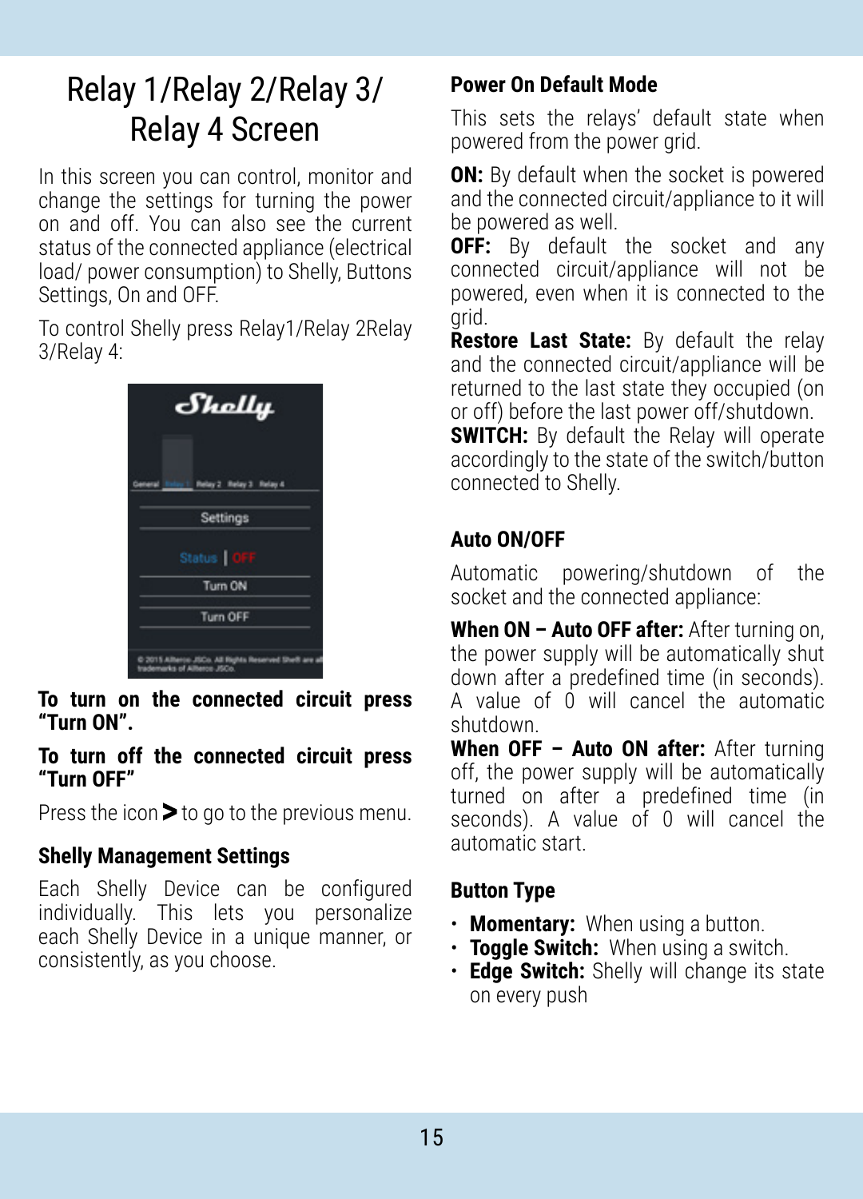# Relay 1/Relay 2/Relay 3/ Relay 4 Screen

In this screen you can control, monitor and change the settings for turning the power on and off. You can also see the current status of the connected appliance (electrical load/ power consumption) to Shelly, Buttons Settings, On and OFF.

To control Shelly press Relay1/Relay 2Relay 3/Relay 4:

**To turn on the connected circuit press "Turn ON".**

**To turn off the connected circuit press "Turn OFF"**

Press the icon **>** to go to the previous menu.

### Shelly Management Settings

Each Shelly Device can be configured individually. This lets you personalize each Shelly Device in a unique manner, or consistently, as you choose.

### Power On Default Mode

This sets the relays' default state when powered from the power grid.

**ON:** By default when the socket is powered and the connected circuit/appliance to it will be powered as well.
**OFF:** By default the socket and any connected circuit/appliance will not be powered, even when it is connected to the grid.
**Restore Last State:** By default the relay and the connected circuit/appliance will be returned to the last state they occupied (on or off) before the last power off/shutdown.
**SWITCH:** By default the Relay will operate accordingly to the state of the switch/button connected to Shelly.

### Auto ON/OFF

Automatic powering/shutdown of the socket and the connected appliance:

**When ON – Auto OFF after:** After turning on, the power supply will be automatically shut down after a predefined time (in seconds). A value of 0 will cancel the automatic shutdown.
**When OFF – Auto ON after:** After turning off, the power supply will be automatically turned on after a predefined time (in seconds). A value of 0 will cancel the automatic start.

### Button Type

- **Momentary:** When using a button.
- **Toggle Switch:** When using a switch.
- **Edge Switch:** Shelly will change its state on every push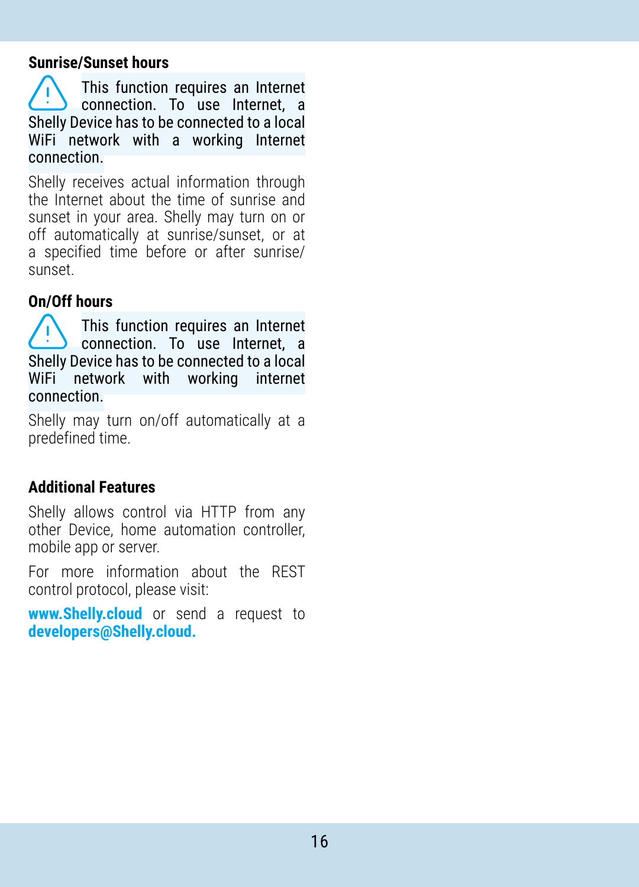### Sunrise/Sunset hours

⚠ This function requires an Internet connection. To use Internet, a Shelly Device has to be connected to a local WiFi network with a working Internet connection.

Shelly receives actual information through the Internet about the time of sunrise and sunset in your area. Shelly may turn on or off automatically at sunrise/sunset, or at a specified time before or after sunrise/sunset.

### On/Off hours

⚠ This function requires an Internet connection. To use Internet, a Shelly Device has to be connected to a local WiFi network with working internet connection.

Shelly may turn on/off automatically at a predefined time.

### Additional Features

Shelly allows control via HTTP from any other Device, home automation controller, mobile app or server.

For more information about the REST control protocol, please visit:

**www.Shelly.cloud** or send a request to **developers@Shelly.cloud.**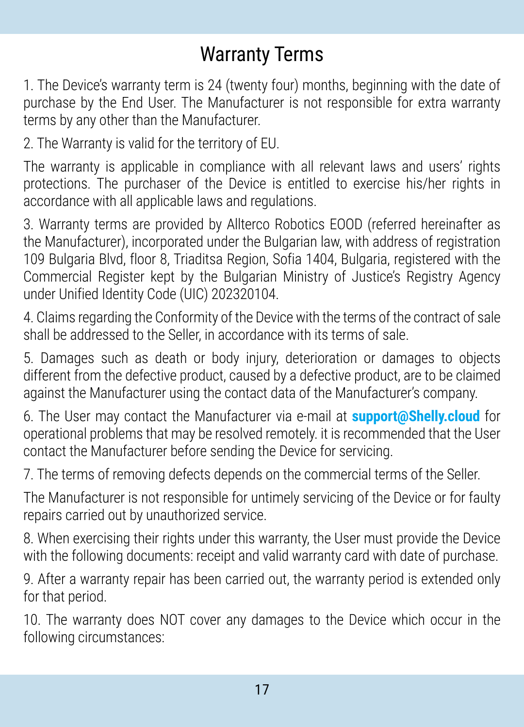# Warranty Terms

1. The Device's warranty term is 24 (twenty four) months, beginning with the date of purchase by the End User. The Manufacturer is not responsible for extra warranty terms by any other than the Manufacturer.

2. The Warranty is valid for the territory of EU.

The warranty is applicable in compliance with all relevant laws and users' rights protections. The purchaser of the Device is entitled to exercise his/her rights in accordance with all applicable laws and regulations.

3. Warranty terms are provided by Allterco Robotics EOOD (referred hereinafter as the Manufacturer), incorporated under the Bulgarian law, with address of registration 109 Bulgaria Blvd, floor 8, Triaditsa Region, Sofia 1404, Bulgaria, registered with the Commercial Register kept by the Bulgarian Ministry of Justice's Registry Agency under Unified Identity Code (UIC) 202320104.

4. Claims regarding the Conformity of the Device with the terms of the contract of sale shall be addressed to the Seller, in accordance with its terms of sale.

5. Damages such as death or body injury, deterioration or damages to objects different from the defective product, caused by a defective product, are to be claimed against the Manufacturer using the contact data of the Manufacturer's company.

6. The User may contact the Manufacturer via e-mail at **support@Shelly.cloud** for operational problems that may be resolved remotely. it is recommended that the User contact the Manufacturer before sending the Device for servicing.

7. The terms of removing defects depends on the commercial terms of the Seller.

The Manufacturer is not responsible for untimely servicing of the Device or for faulty repairs carried out by unauthorized service.

8. When exercising their rights under this warranty, the User must provide the Device with the following documents: receipt and valid warranty card with date of purchase.

9. After a warranty repair has been carried out, the warranty period is extended only for that period.

10. The warranty does NOT cover any damages to the Device which occur in the following circumstances: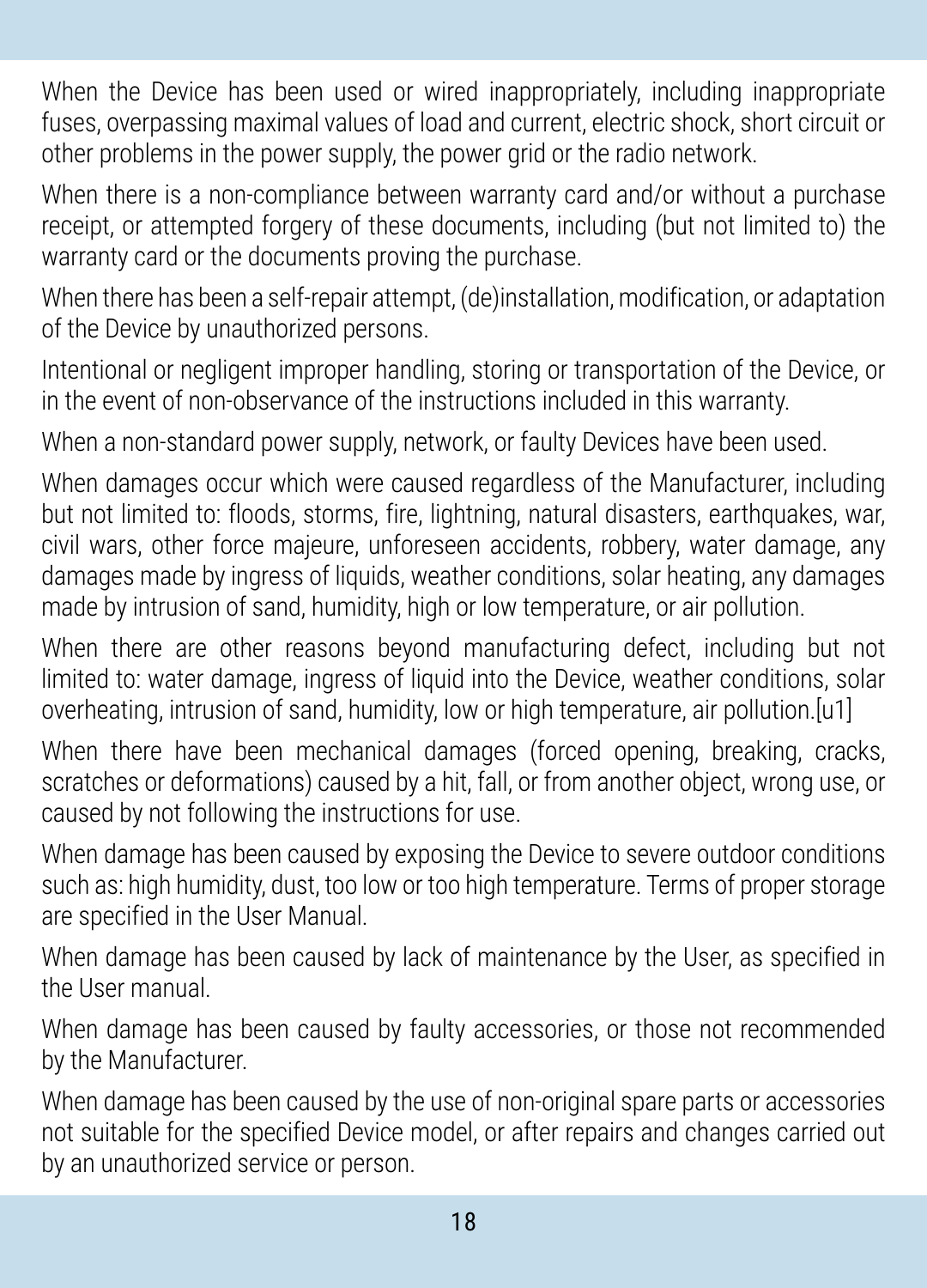When the Device has been used or wired inappropriately, including inappropriate fuses, overpassing maximal values of load and current, electric shock, short circuit or other problems in the power supply, the power grid or the radio network.

When there is a non-compliance between warranty card and/or without a purchase receipt, or attempted forgery of these documents, including (but not limited to) the warranty card or the documents proving the purchase.

When there has been a self-repair attempt, (de)installation, modification, or adaptation of the Device by unauthorized persons.

Intentional or negligent improper handling, storing or transportation of the Device, or in the event of non-observance of the instructions included in this warranty.

When a non-standard power supply, network, or faulty Devices have been used.

When damages occur which were caused regardless of the Manufacturer, including but not limited to: floods, storms, fire, lightning, natural disasters, earthquakes, war, civil wars, other force majeure, unforeseen accidents, robbery, water damage, any damages made by ingress of liquids, weather conditions, solar heating, any damages made by intrusion of sand, humidity, high or low temperature, or air pollution.

When there are other reasons beyond manufacturing defect, including but not limited to: water damage, ingress of liquid into the Device, weather conditions, solar overheating, intrusion of sand, humidity, low or high temperature, air pollution.[u1]

When there have been mechanical damages (forced opening, breaking, cracks, scratches or deformations) caused by a hit, fall, or from another object, wrong use, or caused by not following the instructions for use.

When damage has been caused by exposing the Device to severe outdoor conditions such as: high humidity, dust, too low or too high temperature. Terms of proper storage are specified in the User Manual.

When damage has been caused by lack of maintenance by the User, as specified in the User manual.

When damage has been caused by faulty accessories, or those not recommended by the Manufacturer.

When damage has been caused by the use of non-original spare parts or accessories not suitable for the specified Device model, or after repairs and changes carried out by an unauthorized service or person.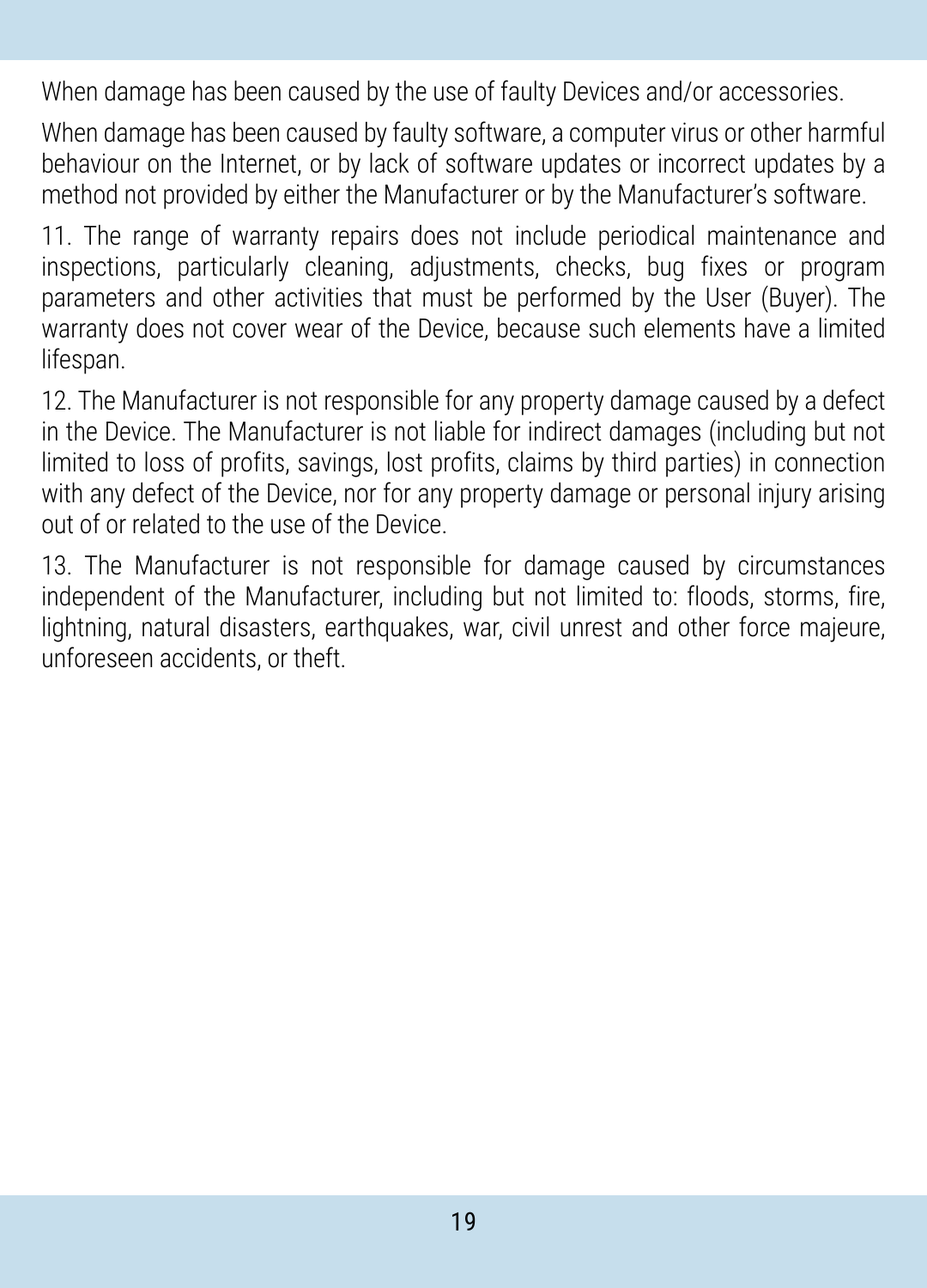When damage has been caused by the use of faulty Devices and/or accessories.

When damage has been caused by faulty software, a computer virus or other harmful behaviour on the Internet, or by lack of software updates or incorrect updates by a method not provided by either the Manufacturer or by the Manufacturer's software.

11. The range of warranty repairs does not include periodical maintenance and inspections, particularly cleaning, adjustments, checks, bug fixes or program parameters and other activities that must be performed by the User (Buyer). The warranty does not cover wear of the Device, because such elements have a limited lifespan.

12. The Manufacturer is not responsible for any property damage caused by a defect in the Device. The Manufacturer is not liable for indirect damages (including but not limited to loss of profits, savings, lost profits, claims by third parties) in connection with any defect of the Device, nor for any property damage or personal injury arising out of or related to the use of the Device.

13. The Manufacturer is not responsible for damage caused by circumstances independent of the Manufacturer, including but not limited to: floods, storms, fire, lightning, natural disasters, earthquakes, war, civil unrest and other force majeure, unforeseen accidents, or theft.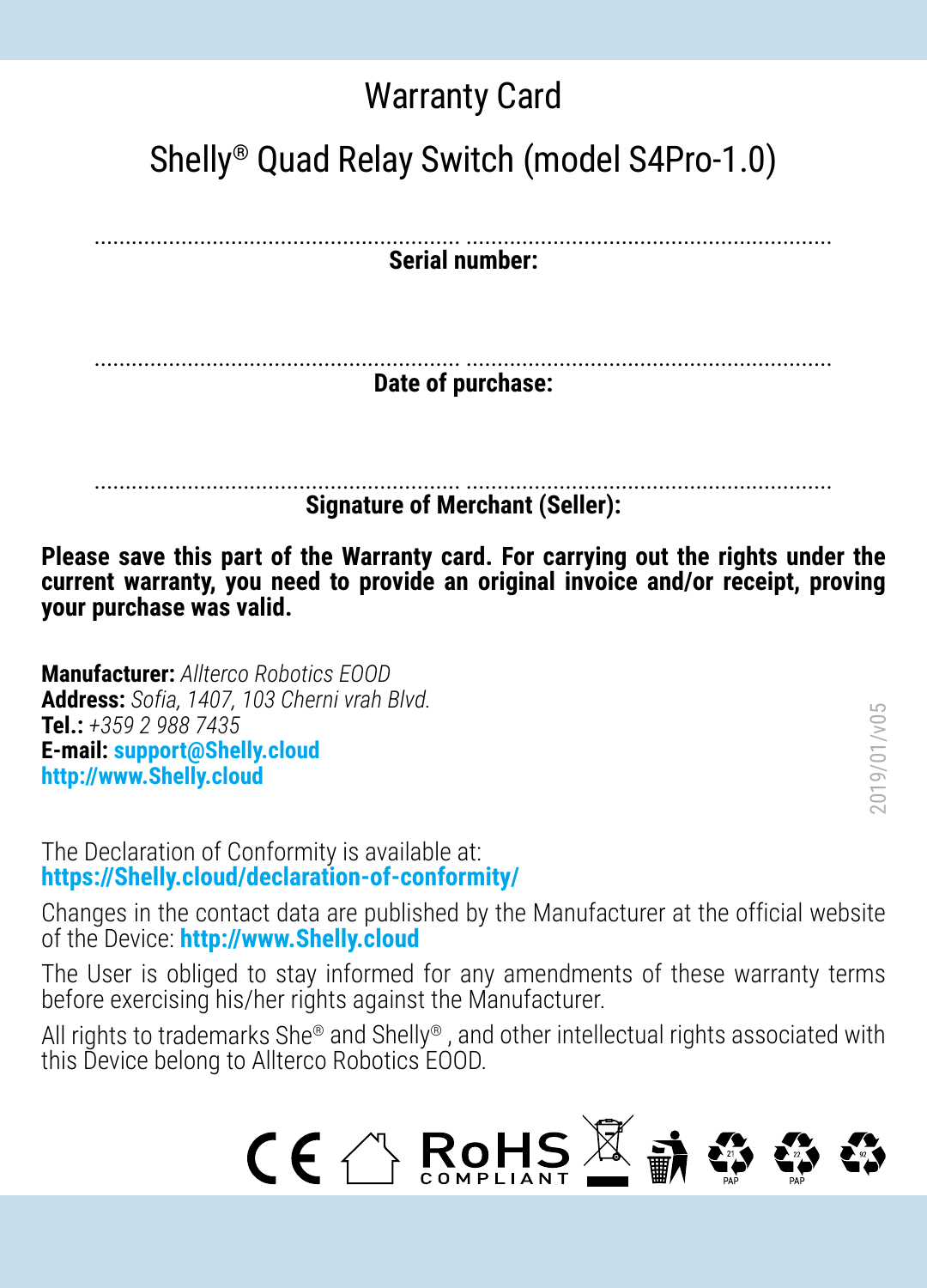# Warranty Card

## Shelly® Quad Relay Switch (model S4Pro-1.0)

.......................................................... ..........................................................

**Serial number:**

.......................................................... ..........................................................

**Date of purchase:**

.......................................................... ..........................................................

**Signature of Merchant (Seller):**

**Please save this part of the Warranty card. For carrying out the rights under the current warranty, you need to provide an original invoice and/or receipt, proving your purchase was valid.**

**Manufacturer:** *Allterco Robotics EOOD*
**Address:** *Sofia, 1407, 103 Cherni vrah Blvd.*
**Tel.:** *+359 2 988 7435*
**E-mail:** **support@Shelly.cloud**
**http://www.Shelly.cloud**

2019/01/v05

The Declaration of Conformity is available at:
**https://Shelly.cloud/declaration-of-conformity/**

Changes in the contact data are published by the Manufacturer at the official website of the Device: **http://www.Shelly.cloud**

The User is obliged to stay informed for any amendments of these warranty terms before exercising his/her rights against the Manufacturer.

All rights to trademarks She® and Shelly®, and other intellectual rights associated with this Device belong to Allterco Robotics EOOD.

CE RoHS COMPLIANT 21 PAP 22 PAP